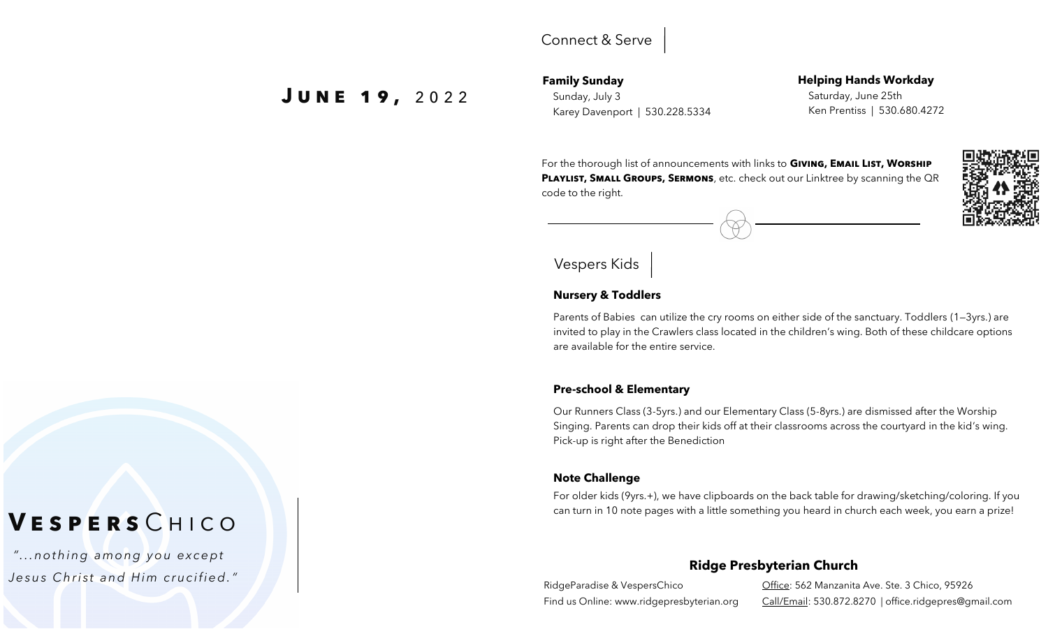# June 19, 2022

# VespersChico

*"...nothing among you except Jesus Christ and Him crucified."*

## Connect & Serve

**Family Sunday**
Sunday, July 3
Karey Davenport | 530.228.5334

**Helping Hands Workday**
Saturday, June 25th
Ken Prentiss | 530.680.4272

For the thorough list of announcements with links to **Giving, Email List, Worship Playlist, Small Groups, Sermons**, etc. check out our Linktree by scanning the QR code to the right.

## Vespers Kids

**Nursery & Toddlers**

Parents of Babies can utilize the cry rooms on either side of the sanctuary. Toddlers (1—3yrs.) are invited to play in the Crawlers class located in the children's wing. Both of these childcare options are available for the entire service.

**Pre-school & Elementary**

Our Runners Class (3-5yrs.) and our Elementary Class (5-8yrs.) are dismissed after the Worship Singing. Parents can drop their kids off at their classrooms across the courtyard in the kid's wing. Pick-up is right after the Benediction

**Note Challenge**

For older kids (9yrs.+), we have clipboards on the back table for drawing/sketching/coloring. If you can turn in 10 note pages with a little something you heard in church each week, you earn a prize!

**Ridge Presbyterian Church**

RidgeParadise & VespersChico
Find us Online: www.ridgepresbyterian.org

Office: 562 Manzanita Ave. Ste. 3 Chico, 95926
Call/Email: 530.872.8270 | office.ridgepres@gmail.com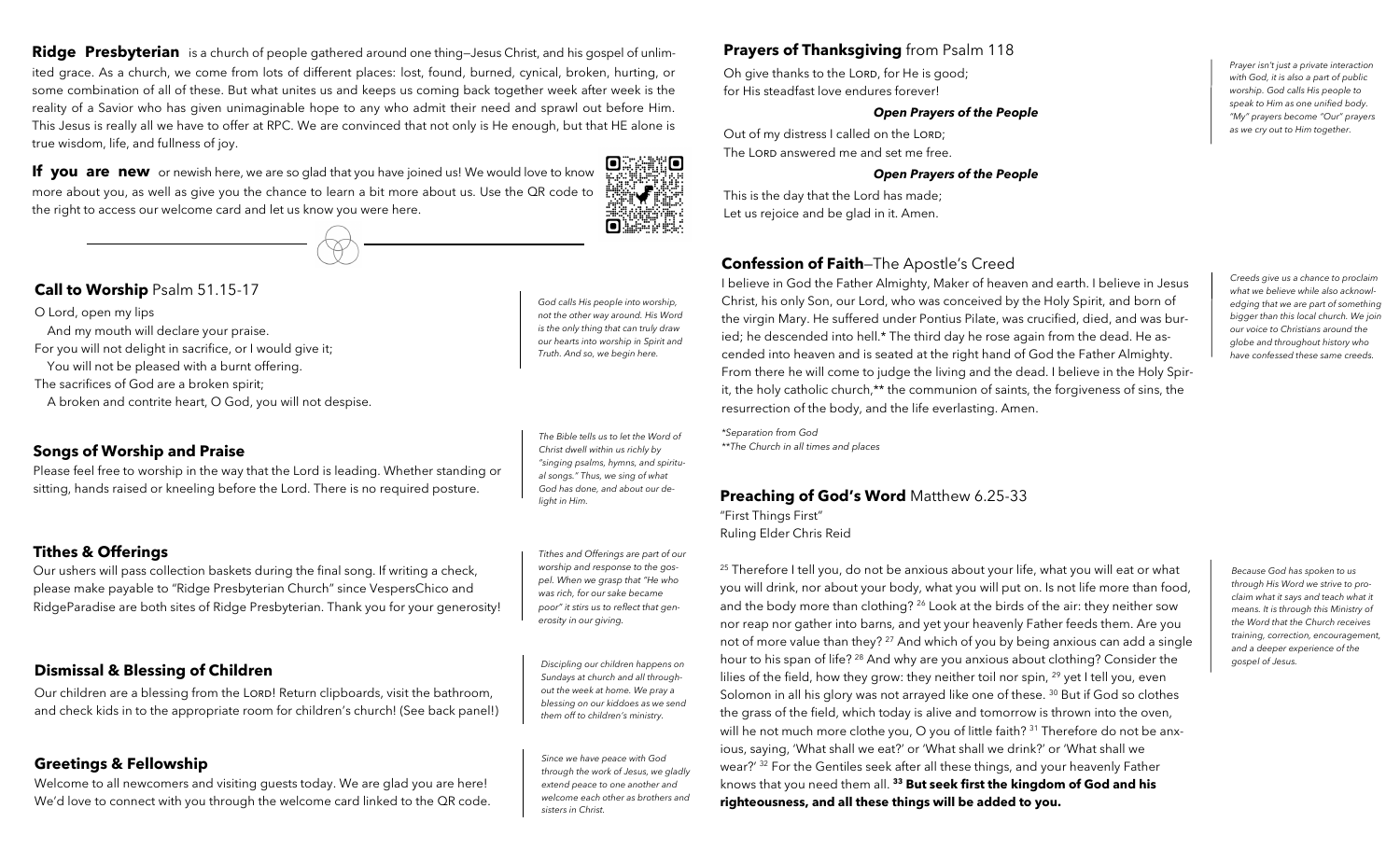**Ridge Presbyterian** is a church of people gathered around one thing—Jesus Christ, and his gospel of unlimited grace. As a church, we come from lots of different places: lost, found, burned, cynical, broken, hurting, or some combination of all of these. But what unites us and keeps us coming back together week after week is the reality of a Savior who has given unimaginable hope to any who admit their need and sprawl out before Him. This Jesus is really all we have to offer at RPC. We are convinced that not only is He enough, but that HE alone is true wisdom, life, and fullness of joy.

**If you are new** or newish here, we are so glad that you have joined us! We would love to know more about you, as well as give you the chance to learn a bit more about us. Use the QR code to the right to access our welcome card and let us know you were here.

## Call to Worship Psalm 51.15-17

O Lord, open my lips
And my mouth will declare your praise.
For you will not delight in sacrifice, or I would give it;
You will not be pleased with a burnt offering.
The sacrifices of God are a broken spirit;
A broken and contrite heart, O God, you will not despise.

*God calls His people into worship, not the other way around. His Word is the only thing that can truly draw our hearts into worship in Spirit and Truth. And so, we begin here.*

## Songs of Worship and Praise

Please feel free to worship in the way that the Lord is leading. Whether standing or sitting, hands raised or kneeling before the Lord. There is no required posture.

*The Bible tells us to let the Word of Christ dwell within us richly by "singing psalms, hymns, and spiritual songs." Thus, we sing of what God has done, and about our delight in Him.*

## Tithes & Offerings

Our ushers will pass collection baskets during the final song. If writing a check, please make payable to "Ridge Presbyterian Church" since VespersChico and RidgeParadise are both sites of Ridge Presbyterian. Thank you for your generosity!

*Tithes and Offerings are part of our worship and response to the gospel. When we grasp that "He who was rich, for our sake became poor" it stirs us to reflect that generosity in our giving.*

## Dismissal & Blessing of Children

Our children are a blessing from the Lord! Return clipboards, visit the bathroom, and check kids in to the appropriate room for children's church! (See back panel!)

*Discipling our children happens on Sundays at church and all throughout the week at home. We pray a blessing on our kiddoes as we send them off to children's ministry.*

## Greetings & Fellowship

Welcome to all newcomers and visiting guests today. We are glad you are here! We'd love to connect with you through the welcome card linked to the QR code.

*Since we have peace with God through the work of Jesus, we gladly extend peace to one another and welcome each other as brothers and sisters in Christ.*

## Prayers of Thanksgiving from Psalm 118

Oh give thanks to the Lord, for He is good;
for His steadfast love endures forever!

***Open Prayers of the People***

Out of my distress I called on the Lord;
The Lord answered me and set me free.

***Open Prayers of the People***

This is the day that the Lord has made;
Let us rejoice and be glad in it. Amen.

*Prayer isn't just a private interaction with God, it is also a part of public worship. God calls His people to speak to Him as one unified body. "My" prayers become "Our" prayers as we cry out to Him together.*

## Confession of Faith—The Apostle's Creed

I believe in God the Father Almighty, Maker of heaven and earth. I believe in Jesus Christ, his only Son, our Lord, who was conceived by the Holy Spirit, and born of the virgin Mary. He suffered under Pontius Pilate, was crucified, died, and was buried; he descended into hell.* The third day he rose again from the dead. He ascended into heaven and is seated at the right hand of God the Father Almighty. From there he will come to judge the living and the dead. I believe in the Holy Spirit, the holy catholic church,** the communion of saints, the forgiveness of sins, the resurrection of the body, and the life everlasting. Amen.

*\*Separation from God*
*\*\*The Church in all times and places*

*Creeds give us a chance to proclaim what we believe while also acknowledging that we are part of something bigger than this local church. We join our voice to Christians around the globe and throughout history who have confessed these same creeds.*

## Preaching of God's Word Matthew 6.25-33

"First Things First"
Ruling Elder Chris Reid

[25] Therefore I tell you, do not be anxious about your life, what you will eat or what you will drink, nor about your body, what you will put on. Is not life more than food, and the body more than clothing? [26] Look at the birds of the air: they neither sow nor reap nor gather into barns, and yet your heavenly Father feeds them. Are you not of more value than they? [27] And which of you by being anxious can add a single hour to his span of life? [28] And why are you anxious about clothing? Consider the lilies of the field, how they grow: they neither toil nor spin, [29] yet I tell you, even Solomon in all his glory was not arrayed like one of these. [30] But if God so clothes the grass of the field, which today is alive and tomorrow is thrown into the oven, will he not much more clothe you, O you of little faith? [31] Therefore do not be anxious, saying, 'What shall we eat?' or 'What shall we drink?' or 'What shall we wear?' [32] For the Gentiles seek after all these things, and your heavenly Father knows that you need them all. **[33] But seek first the kingdom of God and his righteousness, and all these things will be added to you.**

*Because God has spoken to us through His Word we strive to proclaim what it says and teach what it means. It is through this Ministry of the Word that the Church receives training, correction, encouragement, and a deeper experience of the gospel of Jesus.*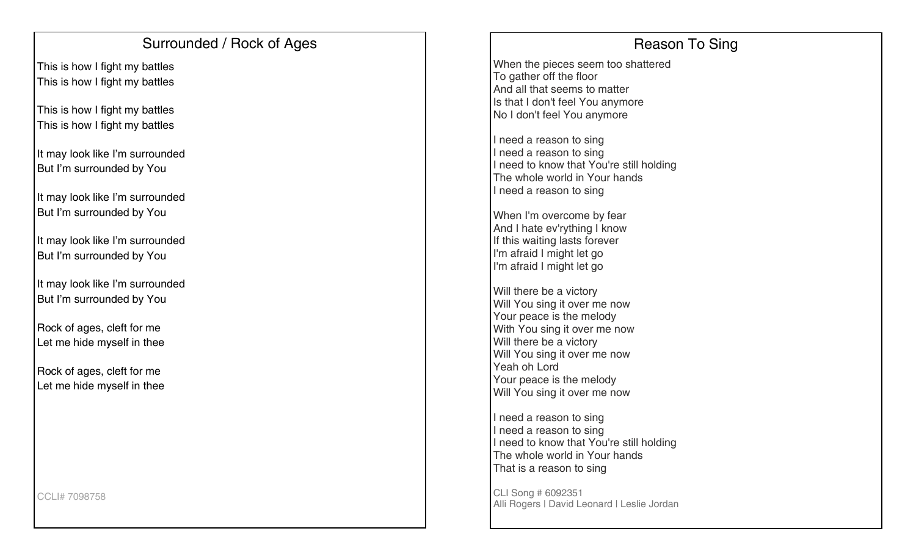## Surrounded / Rock of Ages

This is how I fight my battles
This is how I fight my battles

This is how I fight my battles
This is how I fight my battles

It may look like I'm surrounded
But I'm surrounded by You

It may look like I'm surrounded
But I'm surrounded by You

It may look like I'm surrounded
But I'm surrounded by You

It may look like I'm surrounded
But I'm surrounded by You

Rock of ages, cleft for me
Let me hide myself in thee

Rock of ages, cleft for me
Let me hide myself in thee

CCLI# 7098758

## Reason To Sing

When the pieces seem too shattered
To gather off the floor
And all that seems to matter
Is that I don't feel You anymore
No I don't feel You anymore

I need a reason to sing
I need a reason to sing
I need to know that You're still holding
The whole world in Your hands
I need a reason to sing

When I'm overcome by fear
And I hate ev'rything I know
If this waiting lasts forever
I'm afraid I might let go
I'm afraid I might let go

Will there be a victory
Will You sing it over me now
Your peace is the melody
With You sing it over me now
Will there be a victory
Will You sing it over me now
Yeah oh Lord
Your peace is the melody
Will You sing it over me now

I need a reason to sing
I need a reason to sing
I need to know that You're still holding
The whole world in Your hands
That is a reason to sing

CLI Song # 6092351
Alli Rogers | David Leonard | Leslie Jordan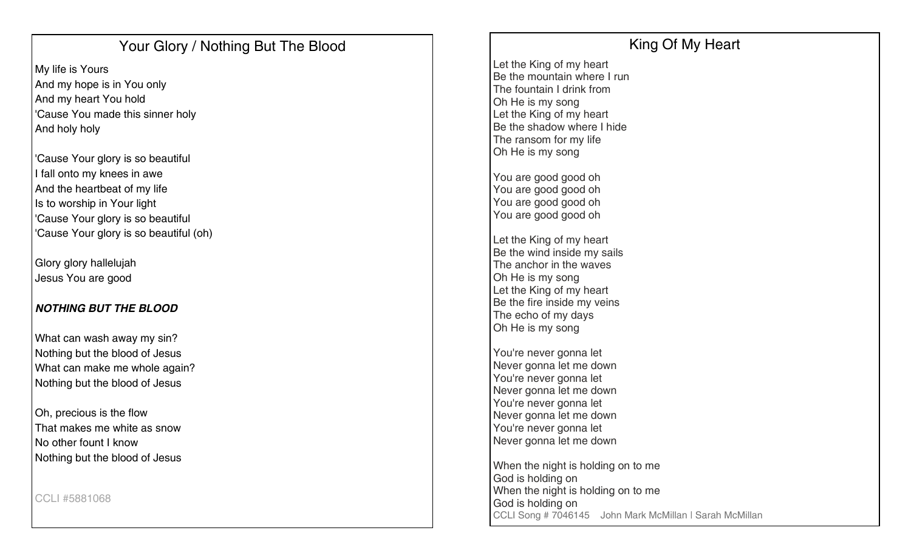## Your Glory / Nothing But The Blood

My life is Yours
And my hope is in You only
And my heart You hold
'Cause You made this sinner holy
And holy holy

'Cause Your glory is so beautiful
I fall onto my knees in awe
And the heartbeat of my life
Is to worship in Your light
'Cause Your glory is so beautiful
'Cause Your glory is so beautiful (oh)

Glory glory hallelujah
Jesus You are good

***NOTHING BUT THE BLOOD***

What can wash away my sin?
Nothing but the blood of Jesus
What can make me whole again?
Nothing but the blood of Jesus

Oh, precious is the flow
That makes me white as snow
No other fount I know
Nothing but the blood of Jesus

CCLI #5881068

## King Of My Heart

Let the King of my heart
Be the mountain where I run
The fountain I drink from
Oh He is my song
Let the King of my heart
Be the shadow where I hide
The ransom for my life
Oh He is my song

You are good good oh
You are good good oh
You are good good oh
You are good good oh

Let the King of my heart
Be the wind inside my sails
The anchor in the waves
Oh He is my song
Let the King of my heart
Be the fire inside my veins
The echo of my days
Oh He is my song

You're never gonna let
Never gonna let me down
You're never gonna let
Never gonna let me down
You're never gonna let
Never gonna let me down
You're never gonna let
Never gonna let me down

When the night is holding on to me
God is holding on
When the night is holding on to me
God is holding on

CCLI Song # 7046145 John Mark McMillan | Sarah McMillan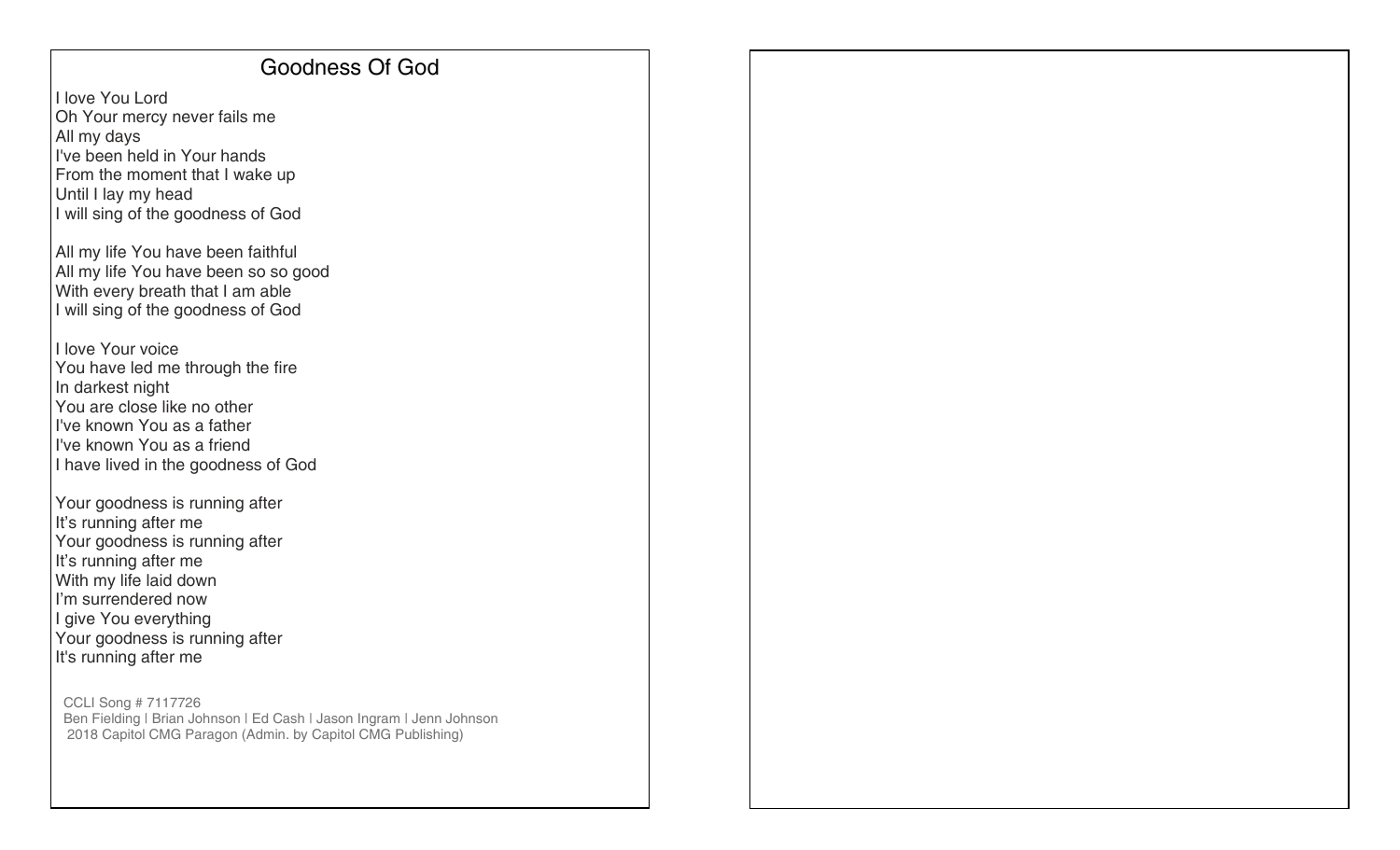# Goodness Of God

I love You Lord
Oh Your mercy never fails me
All my days
I've been held in Your hands
From the moment that I wake up
Until I lay my head
I will sing of the goodness of God

All my life You have been faithful
All my life You have been so so good
With every breath that I am able
I will sing of the goodness of God

I love Your voice
You have led me through the fire
In darkest night
You are close like no other
I've known You as a father
I've known You as a friend
I have lived in the goodness of God

Your goodness is running after
It's running after me
Your goodness is running after
It's running after me
With my life laid down
I'm surrendered now
I give You everything
Your goodness is running after
It's running after me

CCLI Song # 7117726
Ben Fielding | Brian Johnson | Ed Cash | Jason Ingram | Jenn Johnson
2018 Capitol CMG Paragon (Admin. by Capitol CMG Publishing)